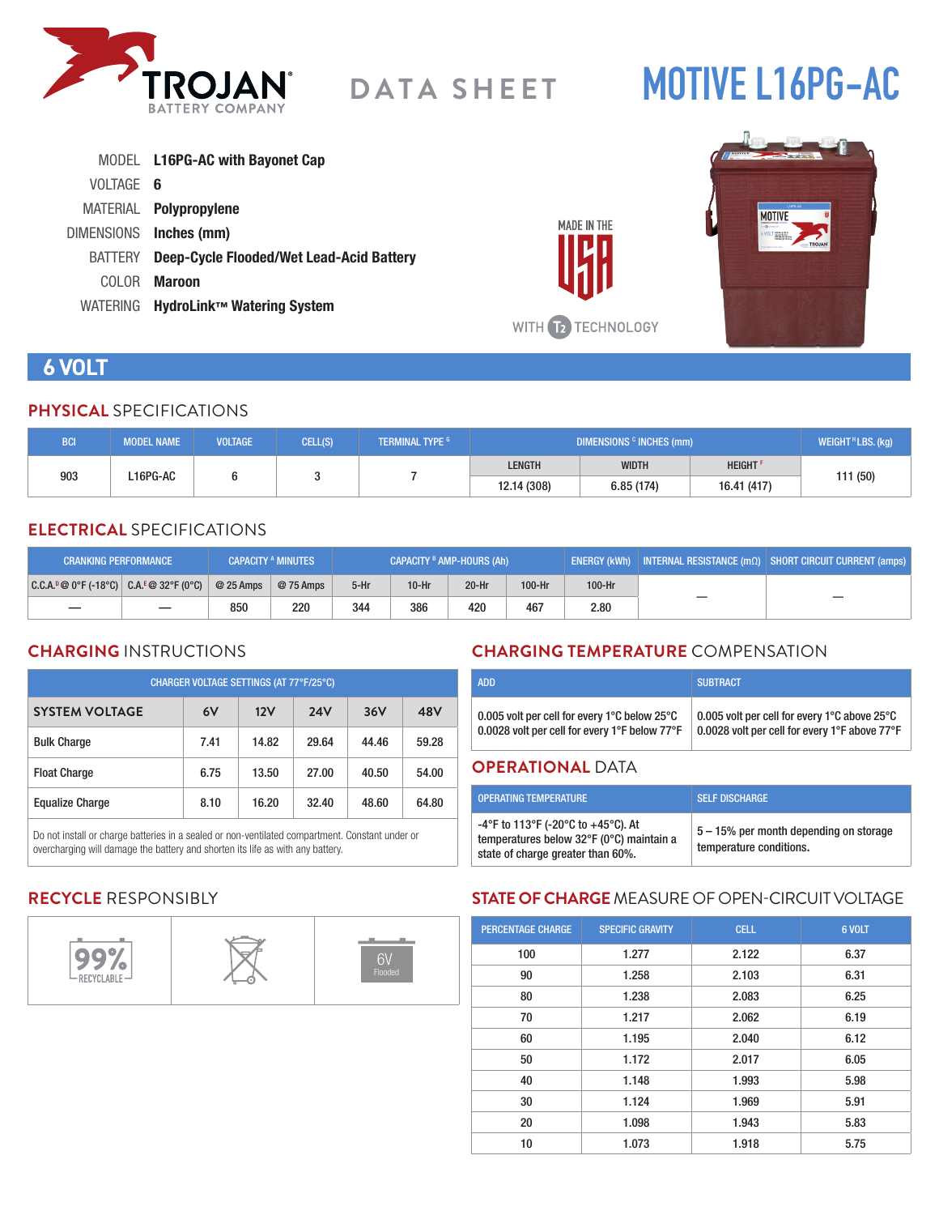TROJAN BATTERY COMPANY

# DATA SHEET

# MOTIVE L16PG-AC

MODEL **L16PG-AC with Bayonet Cap**

VOLTAGE **6**

MATERIAL **Polypropylene**

DIMENSIONS **Inches (mm)**

BATTERY **Deep-Cycle Flooded/Wet Lead-Acid Battery**

COLOR **Maroon**

WATERING **HydroLink™ Watering System**

MADE IN THE USA

WITH T2 TECHNOLOGY

## 6 VOLT

### PHYSICAL SPECIFICATIONS

| BCI | MODEL NAME | VOLTAGE | CELL(S) | TERMINAL TYPE [G] | DIMENSIONS [C] INCHES (mm) | | | WEIGHT [H] LBS. (kg) |
|---|---|---|---|---|---|---|---|---|
| | | | | | LENGTH | WIDTH | HEIGHT [F] | |
| 903 | L16PG-AC | 6 | 3 | 7 | 12.14 (308) | 6.85 (174) | 16.41 (417) | 111 (50) |

### ELECTRICAL SPECIFICATIONS

| CRANKING PERFORMANCE | | CAPACITY [A] MINUTES | | CAPACITY [B] AMP-HOURS (Ah) | | | | ENERGY (kWh) | INTERNAL RESISTANCE (mΩ) | SHORT CIRCUIT CURRENT (amps) |
|---|---|---|---|---|---|---|---|---|---|---|
| C.C.A.[D] @ 0°F (-18°C) | C.A.[E] @ 32°F (0°C) | @ 25 Amps | @ 75 Amps | 5-Hr | 10-Hr | 20-Hr | 100-Hr | 100-Hr | | |
| — | — | 850 | 220 | 344 | 386 | 420 | 467 | 2.80 | — | — |

### CHARGING INSTRUCTIONS

| CHARGER VOLTAGE SETTINGS (AT 77°F/25°C) | | | | | |
|---|---|---|---|---|---|
| SYSTEM VOLTAGE | 6V | 12V | 24V | 36V | 48V |
| Bulk Charge | 7.41 | 14.82 | 29.64 | 44.46 | 59.28 |
| Float Charge | 6.75 | 13.50 | 27.00 | 40.50 | 54.00 |
| Equalize Charge | 8.10 | 16.20 | 32.40 | 48.60 | 64.80 |

Do not install or charge batteries in a sealed or non-ventilated compartment. Constant under or overcharging will damage the battery and shorten its life as with any battery.

### CHARGING TEMPERATURE COMPENSATION

| ADD | SUBTRACT |
|---|---|
| 0.005 volt per cell for every 1°C below 25°C<br>0.0028 volt per cell for every 1°F below 77°F | 0.005 volt per cell for every 1°C above 25°C<br>0.0028 volt per cell for every 1°F above 77°F |

### OPERATIONAL DATA

| OPERATING TEMPERATURE | SELF DISCHARGE |
|---|---|
| -4°F to 113°F (-20°C to +45°C). At temperatures below 32°F (0°C) maintain a state of charge greater than 60%. | 5 – 15% per month depending on storage temperature conditions. |

### RECYCLE RESPONSIBLY

99% RECYCLABLE | 6V Flooded

### STATE OF CHARGE MEASURE OF OPEN-CIRCUIT VOLTAGE

| PERCENTAGE CHARGE | SPECIFIC GRAVITY | CELL | 6 VOLT |
|---|---|---|---|
| 100 | 1.277 | 2.122 | 6.37 |
| 90 | 1.258 | 2.103 | 6.31 |
| 80 | 1.238 | 2.083 | 6.25 |
| 70 | 1.217 | 2.062 | 6.19 |
| 60 | 1.195 | 2.040 | 6.12 |
| 50 | 1.172 | 2.017 | 6.05 |
| 40 | 1.148 | 1.993 | 5.98 |
| 30 | 1.124 | 1.969 | 5.91 |
| 20 | 1.098 | 1.943 | 5.83 |
| 10 | 1.073 | 1.918 | 5.75 |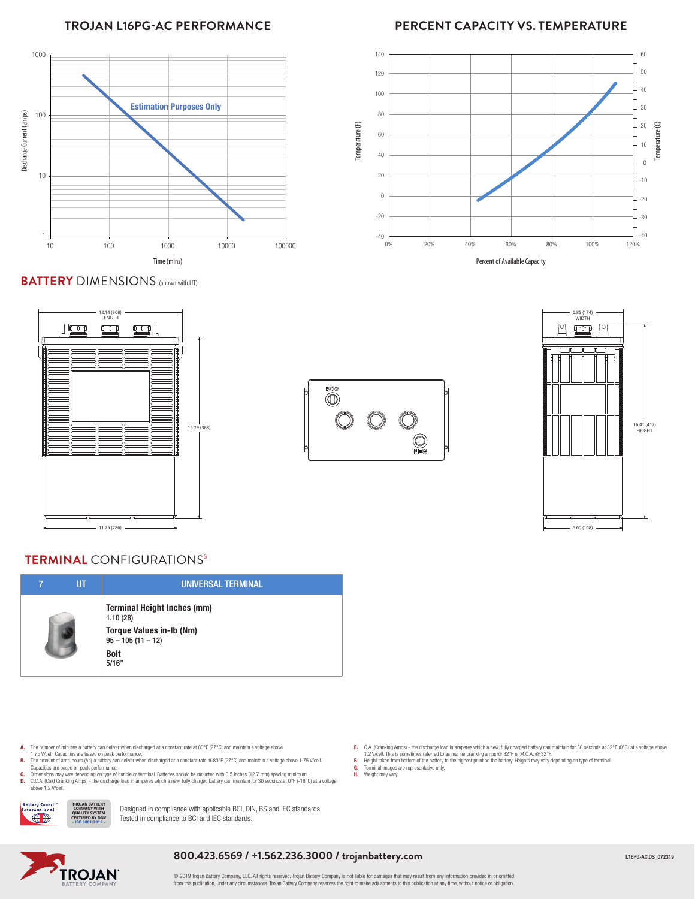## TROJAN L16PG-AC PERFORMANCE

Discharge Current (amps)

1000
100
10
1

Estimation Purposes Only

10
100
1000
10000
100000

Time (mins)

## PERCENT CAPACITY VS. TEMPERATURE

Temperature (F)

140
120
100
80
60
40
20
0
-20
-40

Temperature (C)

60
50
40
30
20
10
0
-10
-20
-30
-40

0%
20%
40%
60%
80%
100%
120%

Percent of Available Capacity

## BATTERY DIMENSIONS (shown with UT)

12.14 (308)
LENGTH

15.29 (388)

11.25 (286)

POS

NEG

6.85 (174)
WIDTH

16.41 (417)
HEIGHT

6.60 (168)

## TERMINAL CONFIGURATIONS[G]

| 7 | UT | UNIVERSAL TERMINAL |
|---|---|---|
| | | **Terminal Height Inches (mm)**<br>1.10 (28)<br>**Torque Values in-lb (Nm)**<br>95 – 105 (11 – 12)<br>**Bolt**<br>5/16" |

**A.** The number of minutes a battery can deliver when discharged at a constant rate at 80°F (27°C) and maintain a voltage above 1.75 V/cell. Capacities are based on peak performance.
**B.** The amount of amp-hours (Ah) a battery can deliver when discharged at a constant rate at 80°F (27°C) and maintain a voltage above 1.75 V/cell. Capacities are based on peak performance.
**C.** Dimensions may vary depending on type of handle or terminal. Batteries should be mounted with 0.5 inches (12.7 mm) spacing minimum.
**D.** C.C.A. (Cold Cranking Amps) - the discharge load in amperes which a new, fully charged battery can maintain for 30 seconds at 0°F (-18°C) at a voltage above 1.2 V/cell.
**E.** C.A. (Cranking Amps) - the discharge load in amperes which a new, fully charged battery can maintain for 30 seconds at 32°F (0°C) at a voltage above 1.2 V/cell. This is sometimes referred to as marine cranking amps @ 32°F or M.C.A. @ 32°F.
**F.** Height taken from bottom of the battery to the highest point on the battery. Heights may vary depending on type of terminal.
**G.** Terminal images are representative only.
**H.** Weight may vary.

Battery Council International

TROJAN BATTERY COMPANY WITH QUALITY SYSTEM CERTIFIED BY DNV = ISO 9001:2015 =

Designed in compliance with applicable BCI, DIN, BS and IEC standards.
Tested in compliance to BCI and IEC standards.

TROJAN BATTERY COMPANY

**800.423.6569 / +1.562.236.3000 / trojanbattery.com**

L16PG-AC.DS_072319

© 2019 Trojan Battery Company, LLC. All rights reserved. Trojan Battery Company is not liable for damages that may result from any information provided in or omitted from this publication, under any circumstances. Trojan Battery Company reserves the right to make adjustments to this publication at any time, without notice or obligation.